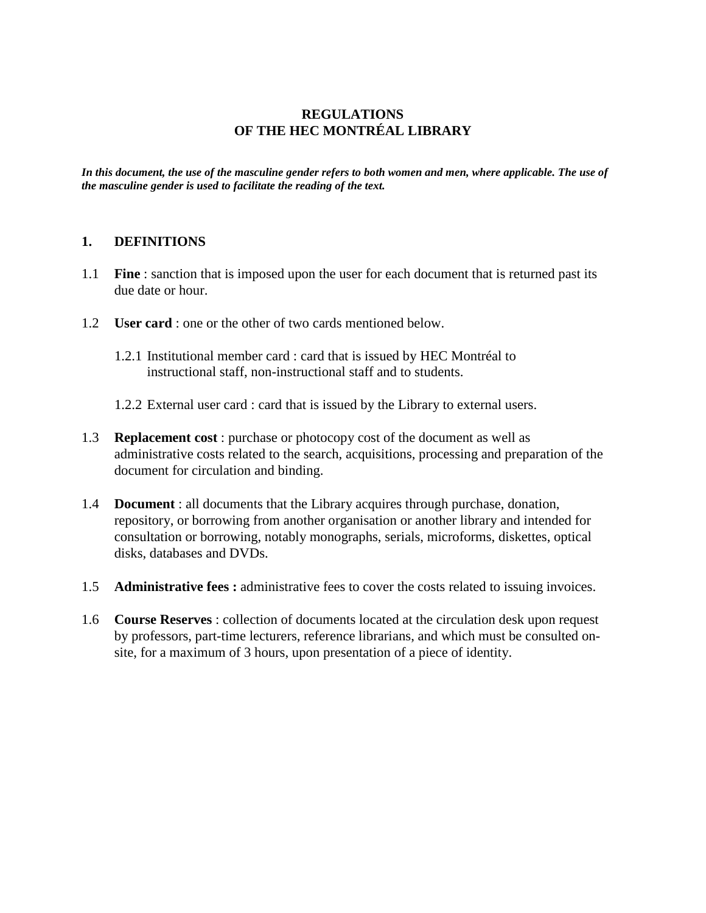# REGULATIONS OF THE HEC MONTRÉAL LIBRARY

***In this document, the use of the masculine gender refers to both women and men, where applicable. The use of the masculine gender is used to facilitate the reading of the text.***

## 1. DEFINITIONS

1.1 **Fine** : sanction that is imposed upon the user for each document that is returned past its due date or hour.

1.2 **User card** : one or the other of two cards mentioned below.

1.2.1 Institutional member card : card that is issued by HEC Montréal to instructional staff, non-instructional staff and to students.

1.2.2 External user card : card that is issued by the Library to external users.

1.3 **Replacement cost** : purchase or photocopy cost of the document as well as administrative costs related to the search, acquisitions, processing and preparation of the document for circulation and binding.

1.4 **Document** : all documents that the Library acquires through purchase, donation, repository, or borrowing from another organisation or another library and intended for consultation or borrowing, notably monographs, serials, microforms, diskettes, optical disks, databases and DVDs.

1.5 **Administrative fees :** administrative fees to cover the costs related to issuing invoices.

1.6 **Course Reserves** : collection of documents located at the circulation desk upon request by professors, part-time lecturers, reference librarians, and which must be consulted on-site, for a maximum of 3 hours, upon presentation of a piece of identity.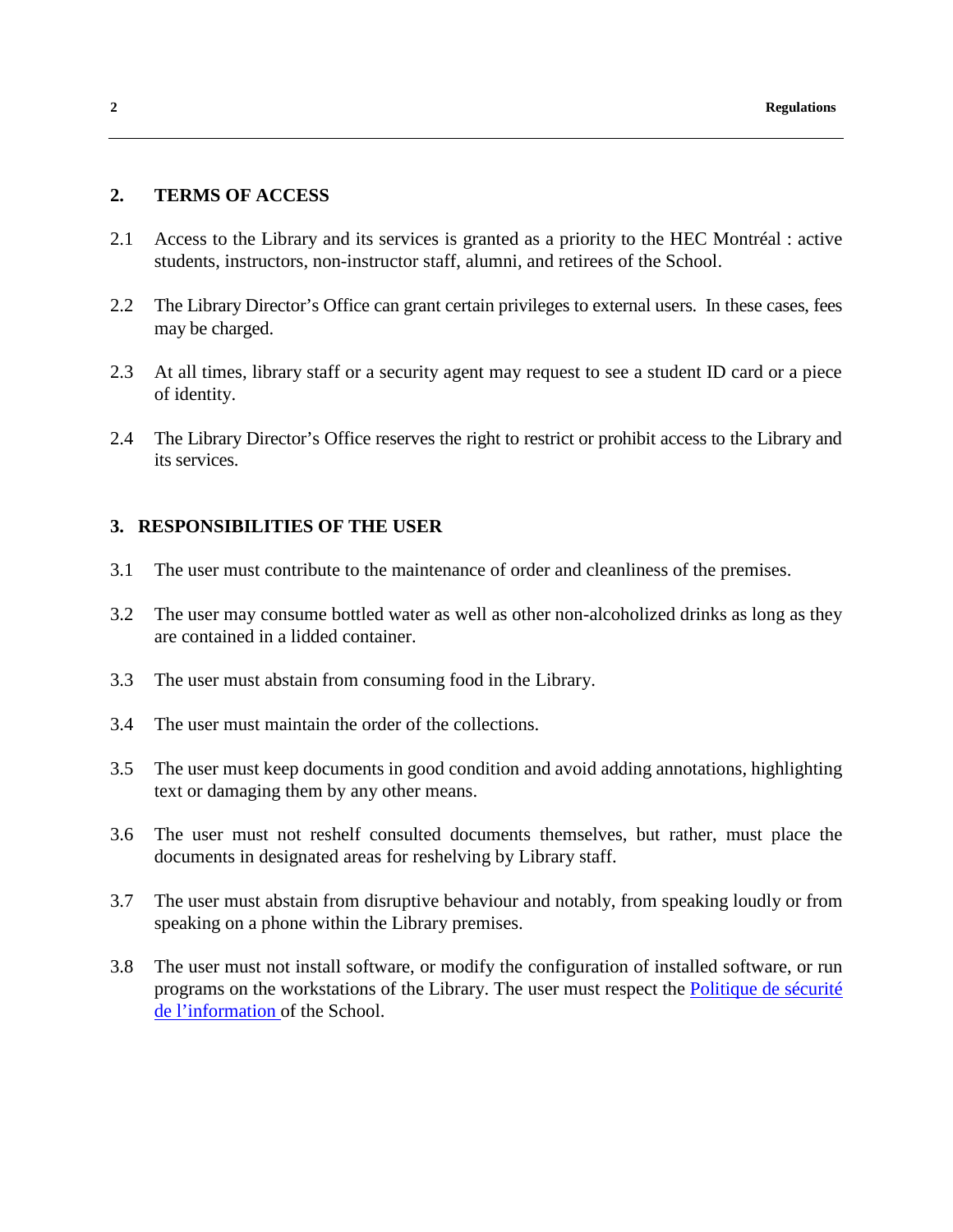## 2. TERMS OF ACCESS

2.1 Access to the Library and its services is granted as a priority to the HEC Montréal : active students, instructors, non-instructor staff, alumni, and retirees of the School.

2.2 The Library Director's Office can grant certain privileges to external users. In these cases, fees may be charged.

2.3 At all times, library staff or a security agent may request to see a student ID card or a piece of identity.

2.4 The Library Director's Office reserves the right to restrict or prohibit access to the Library and its services.

## 3. RESPONSIBILITIES OF THE USER

3.1 The user must contribute to the maintenance of order and cleanliness of the premises.

3.2 The user may consume bottled water as well as other non-alcoholized drinks as long as they are contained in a lidded container.

3.3 The user must abstain from consuming food in the Library.

3.4 The user must maintain the order of the collections.

3.5 The user must keep documents in good condition and avoid adding annotations, highlighting text or damaging them by any other means.

3.6 The user must not reshelf consulted documents themselves, but rather, must place the documents in designated areas for reshelving by Library staff.

3.7 The user must abstain from disruptive behaviour and notably, from speaking loudly or from speaking on a phone within the Library premises.

3.8 The user must not install software, or modify the configuration of installed software, or run programs on the workstations of the Library. The user must respect the Politique de sécurité de l'information of the School.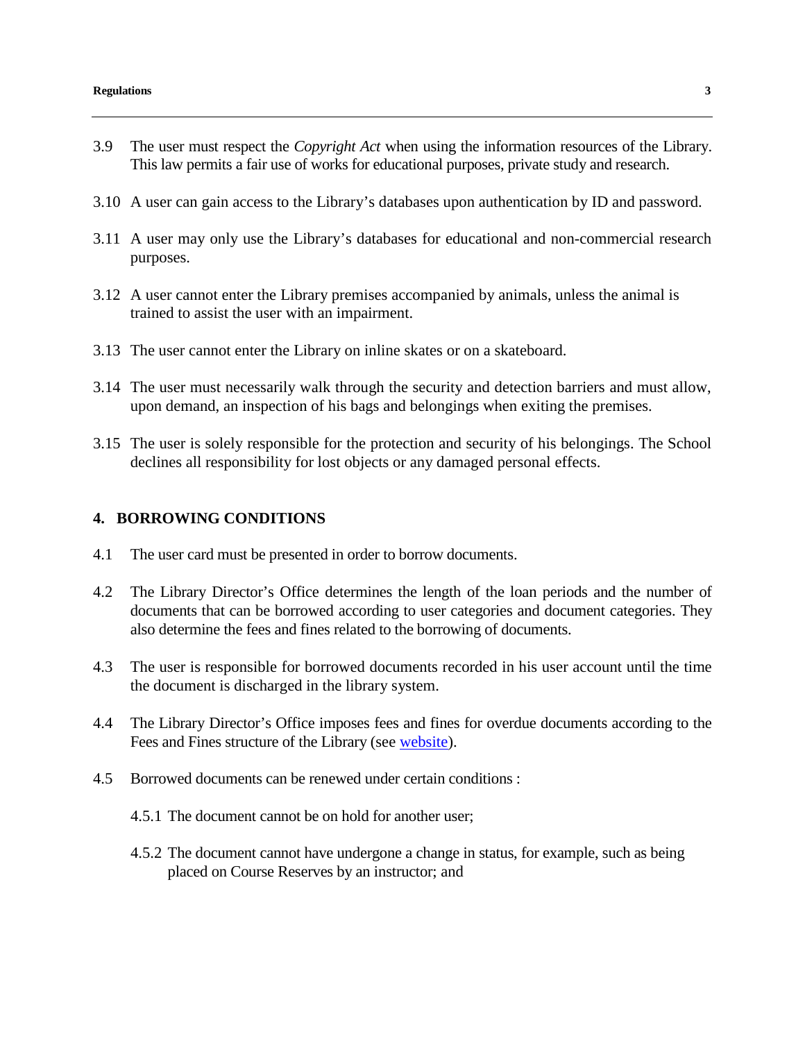3.9 The user must respect the *Copyright Act* when using the information resources of the Library. This law permits a fair use of works for educational purposes, private study and research.

3.10 A user can gain access to the Library's databases upon authentication by ID and password.

3.11 A user may only use the Library's databases for educational and non-commercial research purposes.

3.12 A user cannot enter the Library premises accompanied by animals, unless the animal is trained to assist the user with an impairment.

3.13 The user cannot enter the Library on inline skates or on a skateboard.

3.14 The user must necessarily walk through the security and detection barriers and must allow, upon demand, an inspection of his bags and belongings when exiting the premises.

3.15 The user is solely responsible for the protection and security of his belongings. The School declines all responsibility for lost objects or any damaged personal effects.

## 4. BORROWING CONDITIONS

4.1 The user card must be presented in order to borrow documents.

4.2 The Library Director's Office determines the length of the loan periods and the number of documents that can be borrowed according to user categories and document categories. They also determine the fees and fines related to the borrowing of documents.

4.3 The user is responsible for borrowed documents recorded in his user account until the time the document is discharged in the library system.

4.4 The Library Director's Office imposes fees and fines for overdue documents according to the Fees and Fines structure of the Library (see website).

4.5 Borrowed documents can be renewed under certain conditions :

4.5.1 The document cannot be on hold for another user;

4.5.2 The document cannot have undergone a change in status, for example, such as being placed on Course Reserves by an instructor; and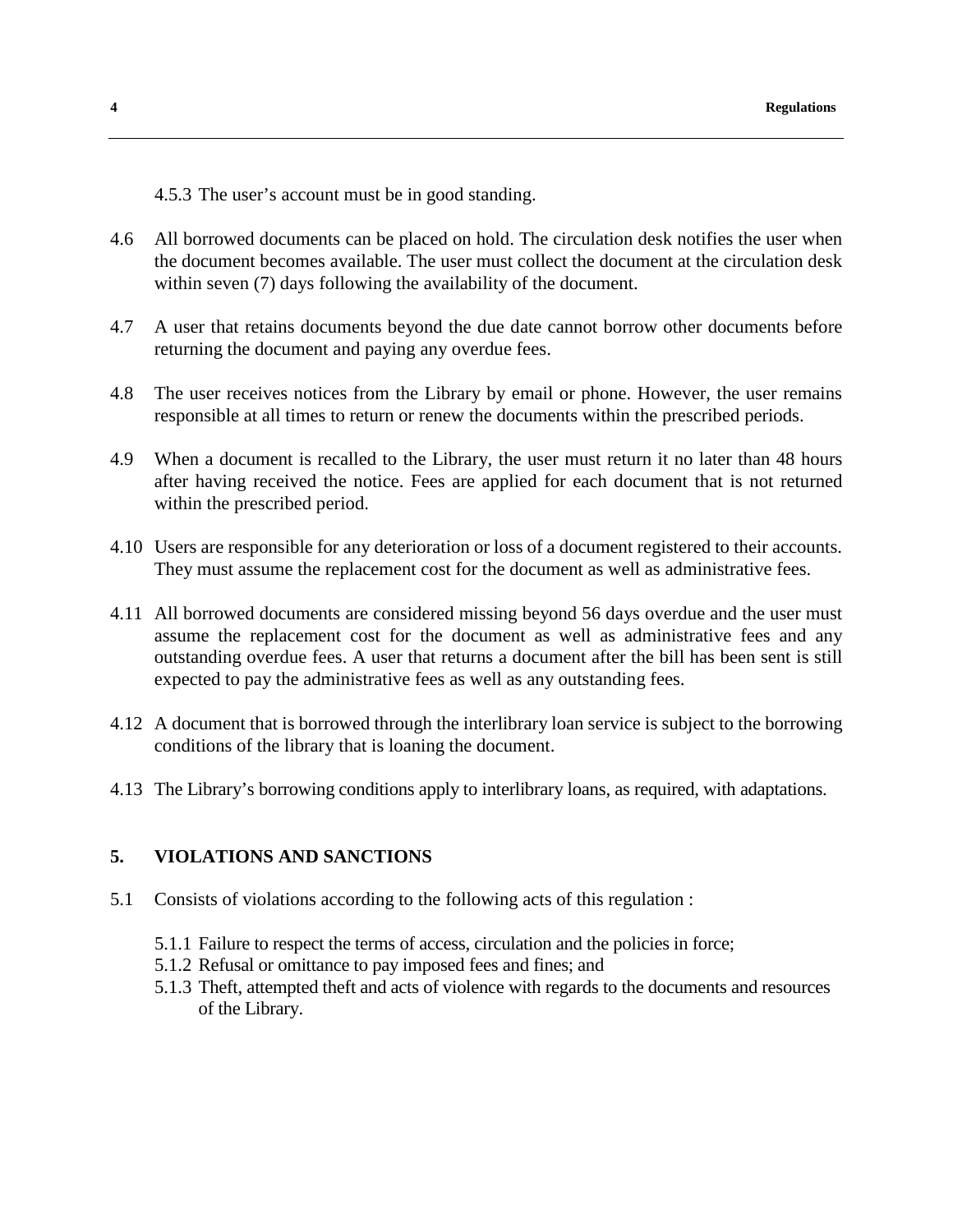4.5.3 The user's account must be in good standing.

4.6 All borrowed documents can be placed on hold. The circulation desk notifies the user when the document becomes available. The user must collect the document at the circulation desk within seven (7) days following the availability of the document.

4.7 A user that retains documents beyond the due date cannot borrow other documents before returning the document and paying any overdue fees.

4.8 The user receives notices from the Library by email or phone. However, the user remains responsible at all times to return or renew the documents within the prescribed periods.

4.9 When a document is recalled to the Library, the user must return it no later than 48 hours after having received the notice. Fees are applied for each document that is not returned within the prescribed period.

4.10 Users are responsible for any deterioration or loss of a document registered to their accounts. They must assume the replacement cost for the document as well as administrative fees.

4.11 All borrowed documents are considered missing beyond 56 days overdue and the user must assume the replacement cost for the document as well as administrative fees and any outstanding overdue fees. A user that returns a document after the bill has been sent is still expected to pay the administrative fees as well as any outstanding fees.

4.12 A document that is borrowed through the interlibrary loan service is subject to the borrowing conditions of the library that is loaning the document.

4.13 The Library's borrowing conditions apply to interlibrary loans, as required, with adaptations.

## 5. VIOLATIONS AND SANCTIONS

5.1 Consists of violations according to the following acts of this regulation :

5.1.1 Failure to respect the terms of access, circulation and the policies in force;
5.1.2 Refusal or omittance to pay imposed fees and fines; and
5.1.3 Theft, attempted theft and acts of violence with regards to the documents and resources of the Library.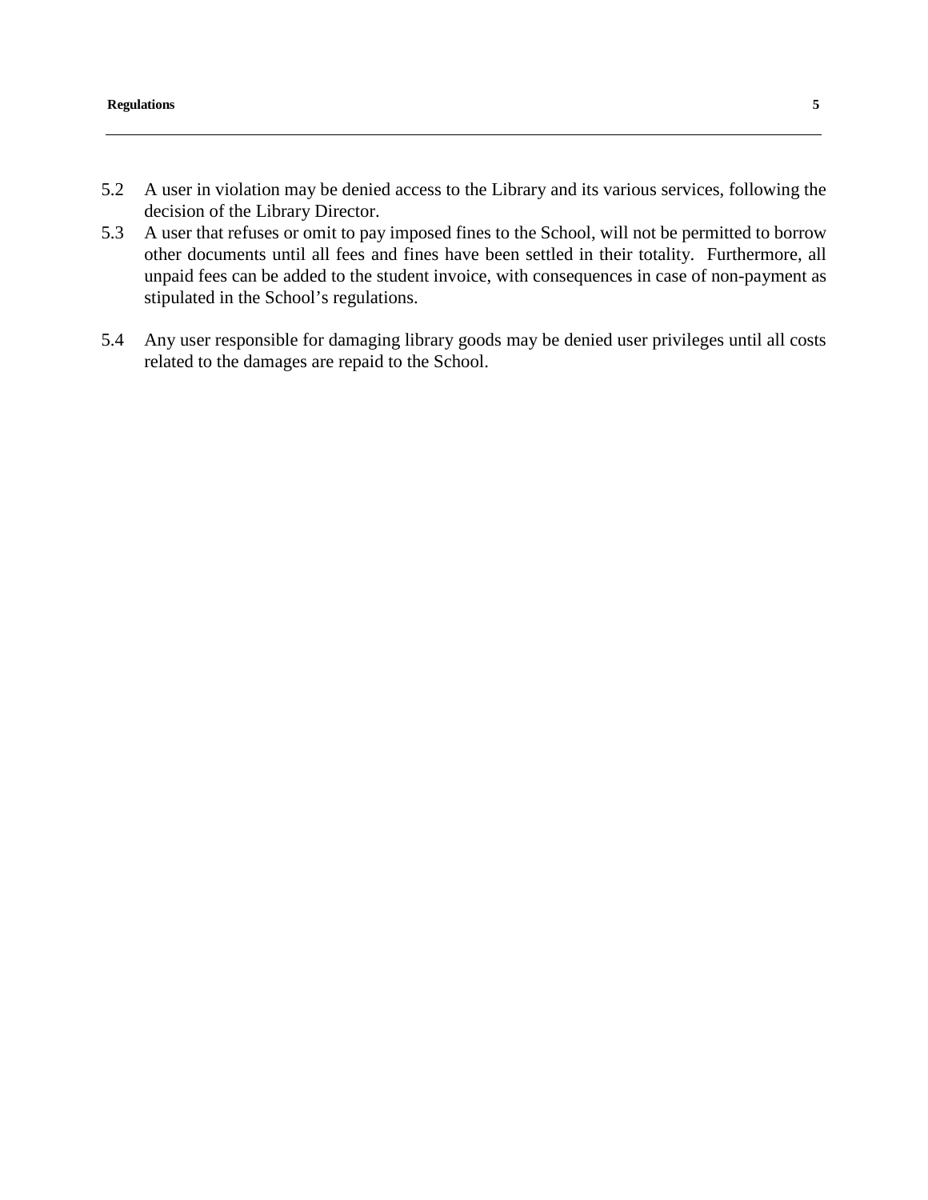5.2 A user in violation may be denied access to the Library and its various services, following the decision of the Library Director.

5.3 A user that refuses or omit to pay imposed fines to the School, will not be permitted to borrow other documents until all fees and fines have been settled in their totality. Furthermore, all unpaid fees can be added to the student invoice, with consequences in case of non-payment as stipulated in the School's regulations.

5.4 Any user responsible for damaging library goods may be denied user privileges until all costs related to the damages are repaid to the School.